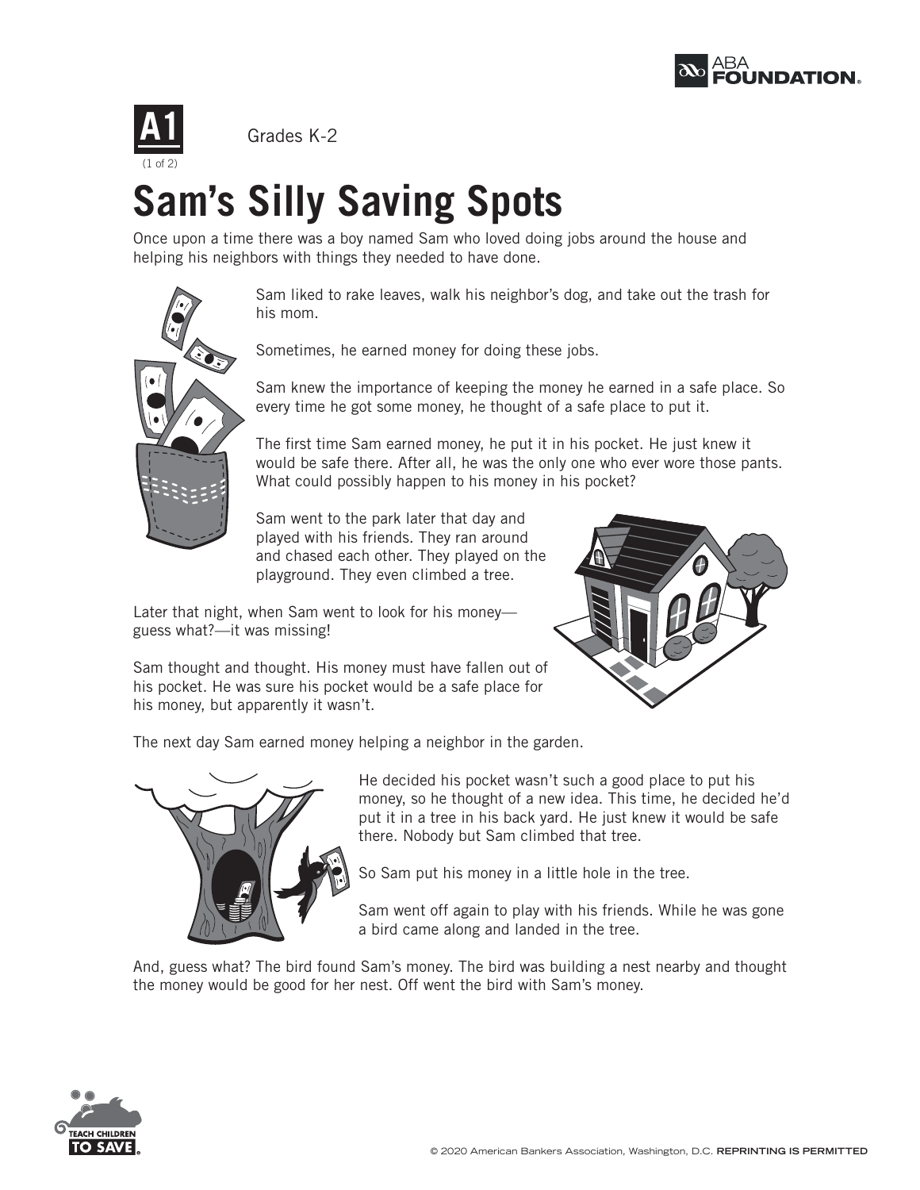A1

Grades K-2

# Sam's Silly Saving Spots

Once upon a time there was a boy named Sam who loved doing jobs around the house and helping his neighbors with things they needed to have done.

Sam liked to rake leaves, walk his neighbor's dog, and take out the trash for his mom.

Sometimes, he earned money for doing these jobs.

Sam knew the importance of keeping the money he earned in a safe place. So every time he got some money, he thought of a safe place to put it.

The first time Sam earned money, he put it in his pocket. He just knew it would be safe there. After all, he was the only one who ever wore those pants. What could possibly happen to his money in his pocket?

Sam went to the park later that day and played with his friends. They ran around and chased each other. They played on the playground. They even climbed a tree.

Later that night, when Sam went to look for his money—guess what?—it was missing!

Sam thought and thought. His money must have fallen out of his pocket. He was sure his pocket would be a safe place for his money, but apparently it wasn't.

The next day Sam earned money helping a neighbor in the garden.

He decided his pocket wasn't such a good place to put his money, so he thought of a new idea. This time, he decided he'd put it in a tree in his back yard. He just knew it would be safe there. Nobody but Sam climbed that tree.

So Sam put his money in a little hole in the tree.

Sam went off again to play with his friends. While he was gone a bird came along and landed in the tree.

And, guess what? The bird found Sam's money. The bird was building a nest nearby and thought the money would be good for her nest. Off went the bird with Sam's money.

© 2020 American Bankers Association, Washington, D.C. REPRINTING IS PERMITTED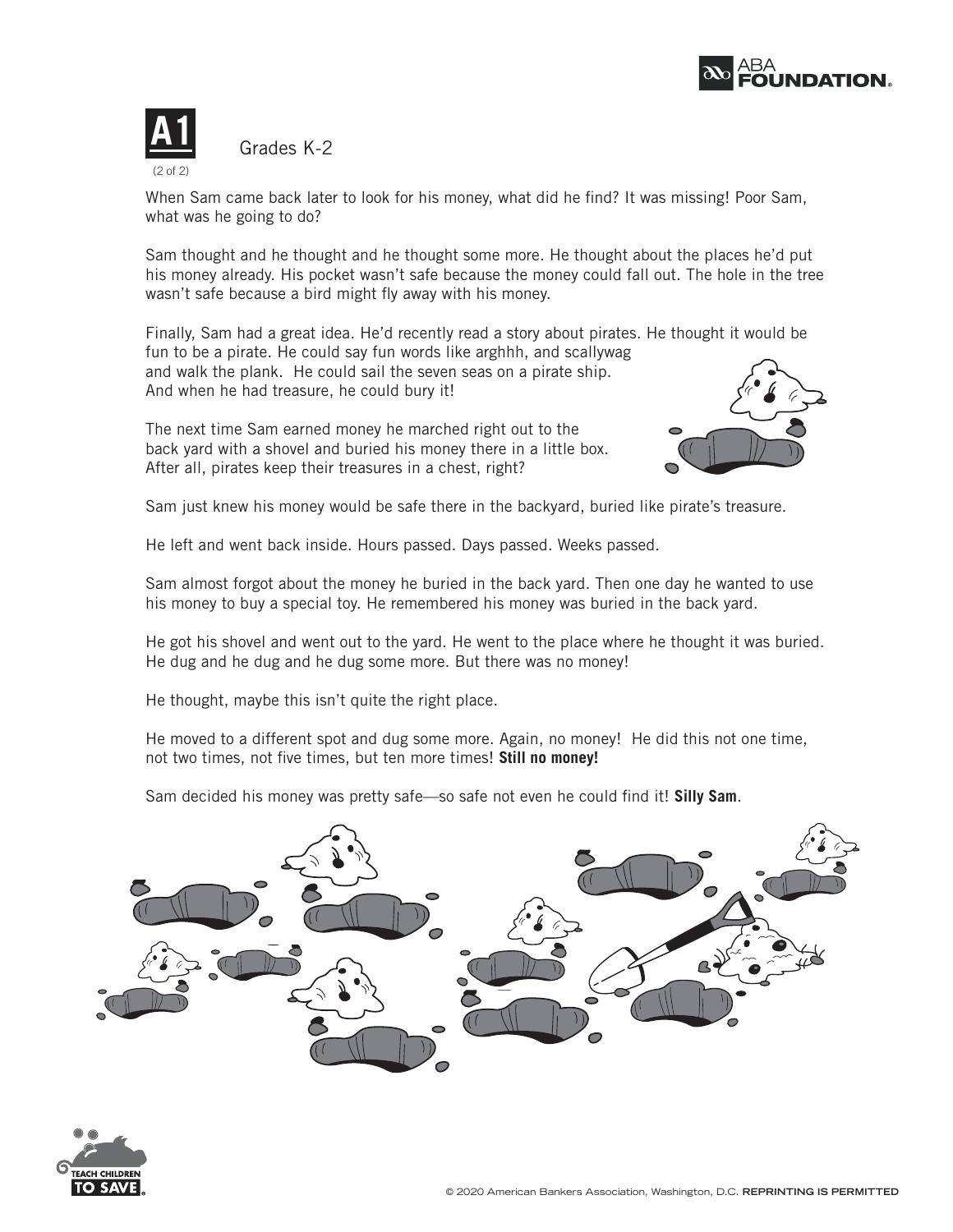# A1

Grades K-2

When Sam came back later to look for his money, what did he find? It was missing! Poor Sam, what was he going to do?

Sam thought and he thought and he thought some more. He thought about the places he'd put his money already. His pocket wasn't safe because the money could fall out. The hole in the tree wasn't safe because a bird might fly away with his money.

Finally, Sam had a great idea. He'd recently read a story about pirates. He thought it would be fun to be a pirate. He could say fun words like arghhh, and scallywag and walk the plank. He could sail the seven seas on a pirate ship. And when he had treasure, he could bury it!

The next time Sam earned money he marched right out to the back yard with a shovel and buried his money there in a little box. After all, pirates keep their treasures in a chest, right?

Sam just knew his money would be safe there in the backyard, buried like pirate's treasure.

He left and went back inside. Hours passed. Days passed. Weeks passed.

Sam almost forgot about the money he buried in the back yard. Then one day he wanted to use his money to buy a special toy. He remembered his money was buried in the back yard.

He got his shovel and went out to the yard. He went to the place where he thought it was buried. He dug and he dug and he dug some more. But there was no money!

He thought, maybe this isn't quite the right place.

He moved to a different spot and dug some more. Again, no money! He did this not one time, not two times, not five times, but ten more times! **Still no money!**

Sam decided his money was pretty safe—so safe not even he could find it! **Silly Sam**.